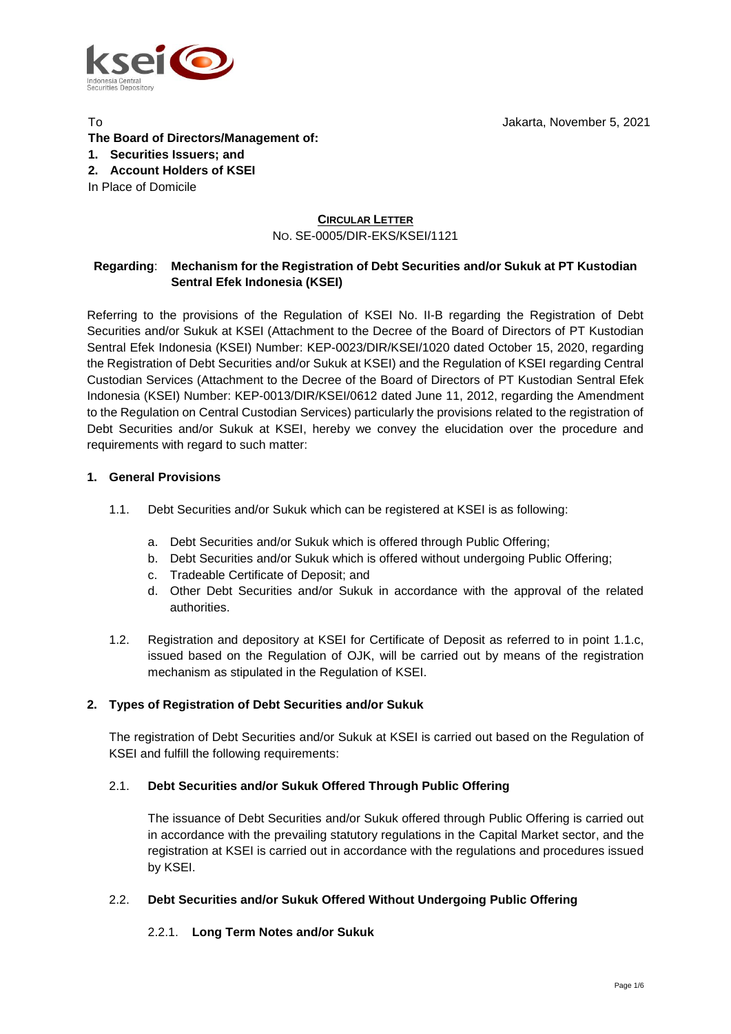To

**The Board of Directors/Management of:**
1. **Securities Issuers; and**
2. **Account Holders of KSEI**

In Place of Domicile

Jakarta, November 5, 2021

**CIRCULAR LETTER**

NO. SE-0005/DIR-EKS/KSEI/1121

**Regarding**: **Mechanism for the Registration of Debt Securities and/or Sukuk at PT Kustodian Sentral Efek Indonesia (KSEI)**

Referring to the provisions of the Regulation of KSEI No. II-B regarding the Registration of Debt Securities and/or Sukuk at KSEI (Attachment to the Decree of the Board of Directors of PT Kustodian Sentral Efek Indonesia (KSEI) Number: KEP-0023/DIR/KSEI/1020 dated October 15, 2020, regarding the Registration of Debt Securities and/or Sukuk at KSEI) and the Regulation of KSEI regarding Central Custodian Services (Attachment to the Decree of the Board of Directors of PT Kustodian Sentral Efek Indonesia (KSEI) Number: KEP-0013/DIR/KSEI/0612 dated June 11, 2012, regarding the Amendment to the Regulation on Central Custodian Services) particularly the provisions related to the registration of Debt Securities and/or Sukuk at KSEI, hereby we convey the elucidation over the procedure and requirements with regard to such matter:

## 1. General Provisions

1.1. Debt Securities and/or Sukuk which can be registered at KSEI is as following:

   a. Debt Securities and/or Sukuk which is offered through Public Offering;
   b. Debt Securities and/or Sukuk which is offered without undergoing Public Offering;
   c. Tradeable Certificate of Deposit; and
   d. Other Debt Securities and/or Sukuk in accordance with the approval of the related authorities.

1.2. Registration and depository at KSEI for Certificate of Deposit as referred to in point 1.1.c, issued based on the Regulation of OJK, will be carried out by means of the registration mechanism as stipulated in the Regulation of KSEI.

## 2. Types of Registration of Debt Securities and/or Sukuk

The registration of Debt Securities and/or Sukuk at KSEI is carried out based on the Regulation of KSEI and fulfill the following requirements:

### 2.1. Debt Securities and/or Sukuk Offered Through Public Offering

The issuance of Debt Securities and/or Sukuk offered through Public Offering is carried out in accordance with the prevailing statutory regulations in the Capital Market sector, and the registration at KSEI is carried out in accordance with the regulations and procedures issued by KSEI.

### 2.2. Debt Securities and/or Sukuk Offered Without Undergoing Public Offering

#### 2.2.1. Long Term Notes and/or Sukuk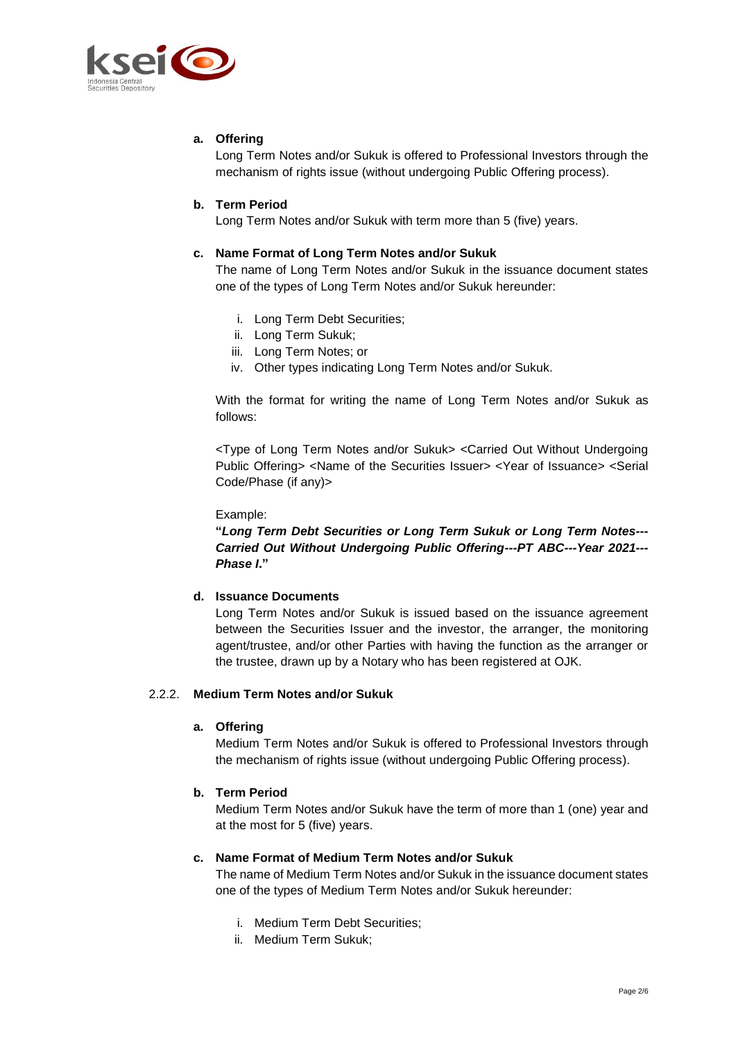**a. Offering**

Long Term Notes and/or Sukuk is offered to Professional Investors through the mechanism of rights issue (without undergoing Public Offering process).

**b. Term Period**

Long Term Notes and/or Sukuk with term more than 5 (five) years.

**c. Name Format of Long Term Notes and/or Sukuk**

The name of Long Term Notes and/or Sukuk in the issuance document states one of the types of Long Term Notes and/or Sukuk hereunder:

i. Long Term Debt Securities;
ii. Long Term Sukuk;
iii. Long Term Notes; or
iv. Other types indicating Long Term Notes and/or Sukuk.

With the format for writing the name of Long Term Notes and/or Sukuk as follows:

<Type of Long Term Notes and/or Sukuk> <Carried Out Without Undergoing Public Offering> <Name of the Securities Issuer> <Year of Issuance> <Serial Code/Phase (if any)>

Example:

**"*Long Term Debt Securities or Long Term Sukuk or Long Term Notes---Carried Out Without Undergoing Public Offering---PT ABC---Year 2021---Phase I.*"**

**d. Issuance Documents**

Long Term Notes and/or Sukuk is issued based on the issuance agreement between the Securities Issuer and the investor, the arranger, the monitoring agent/trustee, and/or other Parties with having the function as the arranger or the trustee, drawn up by a Notary who has been registered at OJK.

### 2.2.2. Medium Term Notes and/or Sukuk

**a. Offering**

Medium Term Notes and/or Sukuk is offered to Professional Investors through the mechanism of rights issue (without undergoing Public Offering process).

**b. Term Period**

Medium Term Notes and/or Sukuk have the term of more than 1 (one) year and at the most for 5 (five) years.

**c. Name Format of Medium Term Notes and/or Sukuk**

The name of Medium Term Notes and/or Sukuk in the issuance document states one of the types of Medium Term Notes and/or Sukuk hereunder:

i. Medium Term Debt Securities;
ii. Medium Term Sukuk;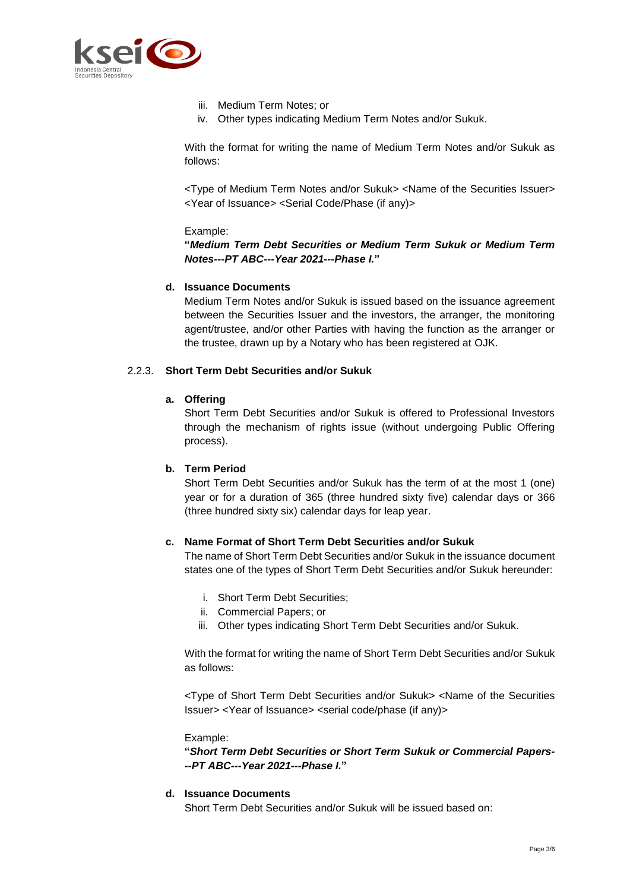iii. Medium Term Notes; or
iv. Other types indicating Medium Term Notes and/or Sukuk.

With the format for writing the name of Medium Term Notes and/or Sukuk as follows:

<Type of Medium Term Notes and/or Sukuk> <Name of the Securities Issuer> <Year of Issuance> <Serial Code/Phase (if any)>

Example:
**"*Medium Term Debt Securities or Medium Term Sukuk or Medium Term Notes---PT ABC---Year 2021---Phase I.*"**

**d. Issuance Documents**
Medium Term Notes and/or Sukuk is issued based on the issuance agreement between the Securities Issuer and the investors, the arranger, the monitoring agent/trustee, and/or other Parties with having the function as the arranger or the trustee, drawn up by a Notary who has been registered at OJK.

#### 2.2.3. Short Term Debt Securities and/or Sukuk

**a. Offering**
Short Term Debt Securities and/or Sukuk is offered to Professional Investors through the mechanism of rights issue (without undergoing Public Offering process).

**b. Term Period**
Short Term Debt Securities and/or Sukuk has the term of at the most 1 (one) year or for a duration of 365 (three hundred sixty five) calendar days or 366 (three hundred sixty six) calendar days for leap year.

**c. Name Format of Short Term Debt Securities and/or Sukuk**
The name of Short Term Debt Securities and/or Sukuk in the issuance document states one of the types of Short Term Debt Securities and/or Sukuk hereunder:

i. Short Term Debt Securities;
ii. Commercial Papers; or
iii. Other types indicating Short Term Debt Securities and/or Sukuk.

With the format for writing the name of Short Term Debt Securities and/or Sukuk as follows:

<Type of Short Term Debt Securities and/or Sukuk> <Name of the Securities Issuer> <Year of Issuance> <serial code/phase (if any)>

Example:
**"*Short Term Debt Securities or Short Term Sukuk or Commercial Papers---PT ABC---Year 2021---Phase I.*"**

**d. Issuance Documents**
Short Term Debt Securities and/or Sukuk will be issued based on: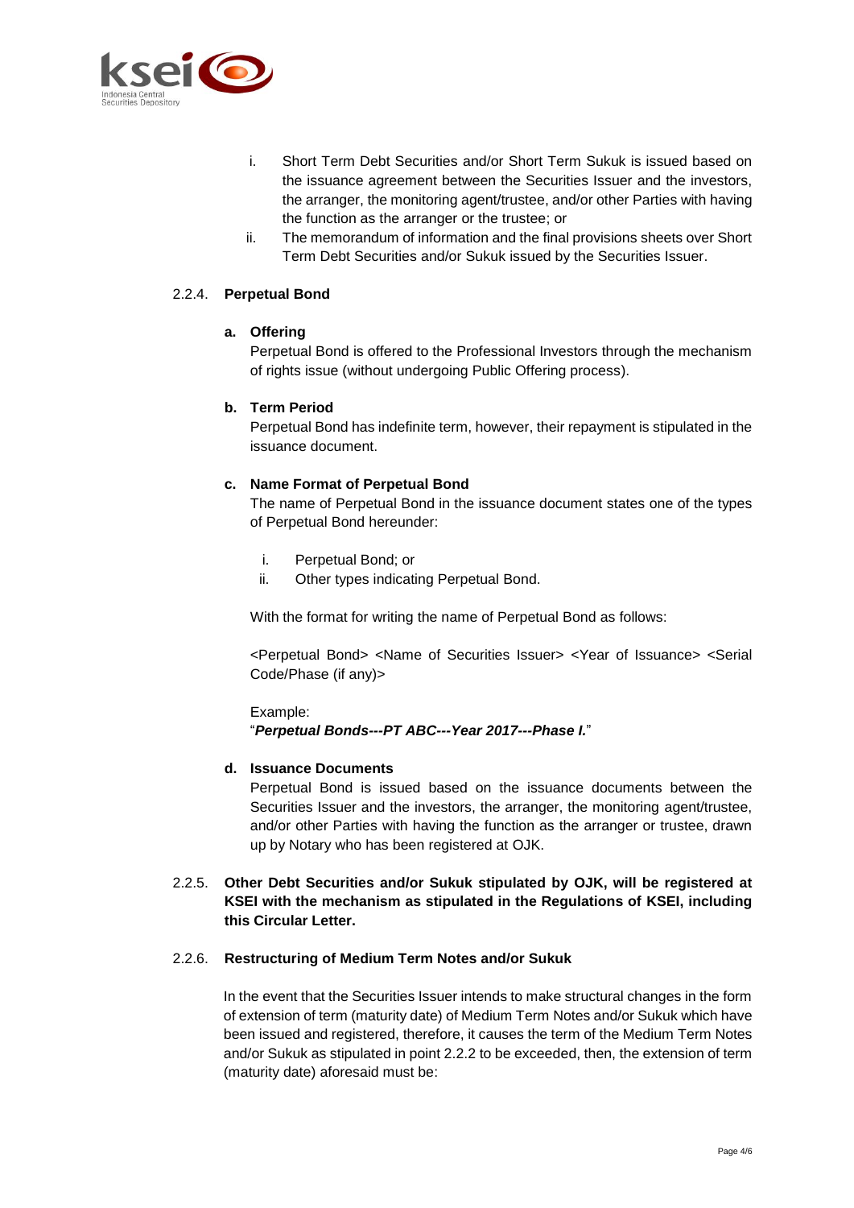i. Short Term Debt Securities and/or Short Term Sukuk is issued based on the issuance agreement between the Securities Issuer and the investors, the arranger, the monitoring agent/trustee, and/or other Parties with having the function as the arranger or the trustee; or

ii. The memorandum of information and the final provisions sheets over Short Term Debt Securities and/or Sukuk issued by the Securities Issuer.

### 2.2.4. **Perpetual Bond**

**a. Offering**

Perpetual Bond is offered to the Professional Investors through the mechanism of rights issue (without undergoing Public Offering process).

**b. Term Period**

Perpetual Bond has indefinite term, however, their repayment is stipulated in the issuance document.

**c. Name Format of Perpetual Bond**

The name of Perpetual Bond in the issuance document states one of the types of Perpetual Bond hereunder:

i. Perpetual Bond; or
ii. Other types indicating Perpetual Bond.

With the format for writing the name of Perpetual Bond as follows:

<Perpetual Bond> <Name of Securities Issuer> <Year of Issuance> <Serial Code/Phase (if any)>

Example:
"***Perpetual Bonds---PT ABC---Year 2017---Phase I.***"

**d. Issuance Documents**

Perpetual Bond is issued based on the issuance documents between the Securities Issuer and the investors, the arranger, the monitoring agent/trustee, and/or other Parties with having the function as the arranger or trustee, drawn up by Notary who has been registered at OJK.

### 2.2.5. **Other Debt Securities and/or Sukuk stipulated by OJK, will be registered at KSEI with the mechanism as stipulated in the Regulations of KSEI, including this Circular Letter.**

### 2.2.6. **Restructuring of Medium Term Notes and/or Sukuk**

In the event that the Securities Issuer intends to make structural changes in the form of extension of term (maturity date) of Medium Term Notes and/or Sukuk which have been issued and registered, therefore, it causes the term of the Medium Term Notes and/or Sukuk as stipulated in point 2.2.2 to be exceeded, then, the extension of term (maturity date) aforesaid must be: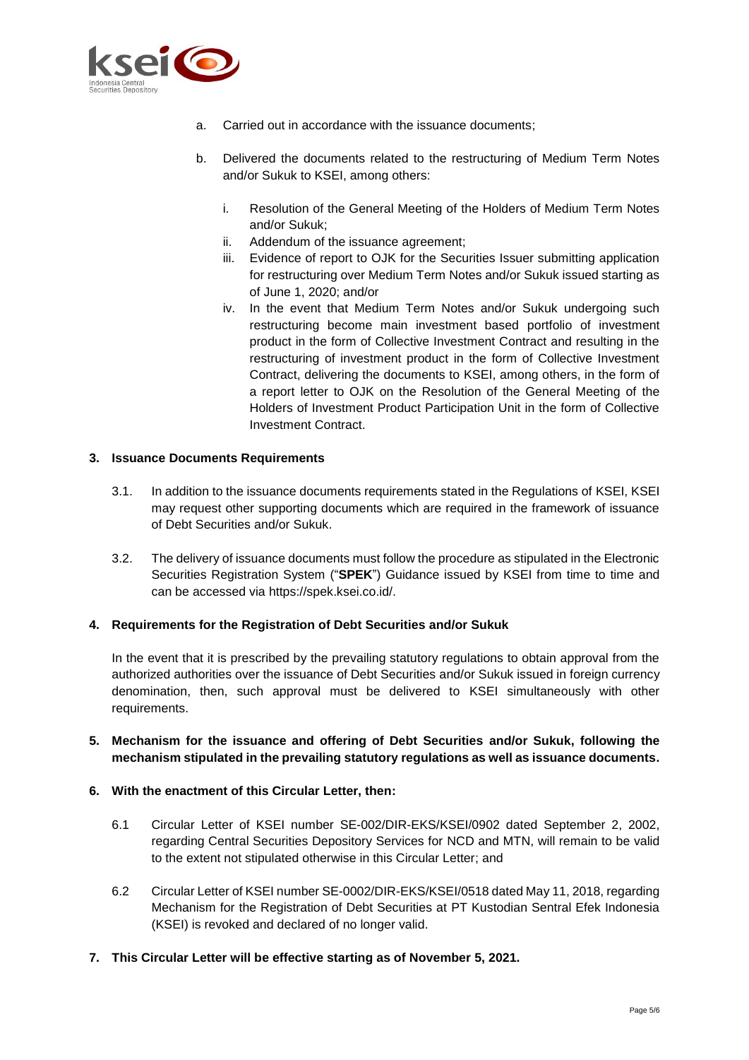a. Carried out in accordance with the issuance documents;

b. Delivered the documents related to the restructuring of Medium Term Notes and/or Sukuk to KSEI, among others:

   i. Resolution of the General Meeting of the Holders of Medium Term Notes and/or Sukuk;
   ii. Addendum of the issuance agreement;
   iii. Evidence of report to OJK for the Securities Issuer submitting application for restructuring over Medium Term Notes and/or Sukuk issued starting as of June 1, 2020; and/or
   iv. In the event that Medium Term Notes and/or Sukuk undergoing such restructuring become main investment based portfolio of investment product in the form of Collective Investment Contract and resulting in the restructuring of investment product in the form of Collective Investment Contract, delivering the documents to KSEI, among others, in the form of a report letter to OJK on the Resolution of the General Meeting of the Holders of Investment Product Participation Unit in the form of Collective Investment Contract.

**3. Issuance Documents Requirements**

3.1. In addition to the issuance documents requirements stated in the Regulations of KSEI, KSEI may request other supporting documents which are required in the framework of issuance of Debt Securities and/or Sukuk.

3.2. The delivery of issuance documents must follow the procedure as stipulated in the Electronic Securities Registration System ("**SPEK**") Guidance issued by KSEI from time to time and can be accessed via https://spek.ksei.co.id/.

**4. Requirements for the Registration of Debt Securities and/or Sukuk**

In the event that it is prescribed by the prevailing statutory regulations to obtain approval from the authorized authorities over the issuance of Debt Securities and/or Sukuk issued in foreign currency denomination, then, such approval must be delivered to KSEI simultaneously with other requirements.

**5. Mechanism for the issuance and offering of Debt Securities and/or Sukuk, following the mechanism stipulated in the prevailing statutory regulations as well as issuance documents.**

**6. With the enactment of this Circular Letter, then:**

6.1 Circular Letter of KSEI number SE-002/DIR-EKS/KSEI/0902 dated September 2, 2002, regarding Central Securities Depository Services for NCD and MTN, will remain to be valid to the extent not stipulated otherwise in this Circular Letter; and

6.2 Circular Letter of KSEI number SE-0002/DIR-EKS/KSEI/0518 dated May 11, 2018, regarding Mechanism for the Registration of Debt Securities at PT Kustodian Sentral Efek Indonesia (KSEI) is revoked and declared of no longer valid.

**7. This Circular Letter will be effective starting as of November 5, 2021.**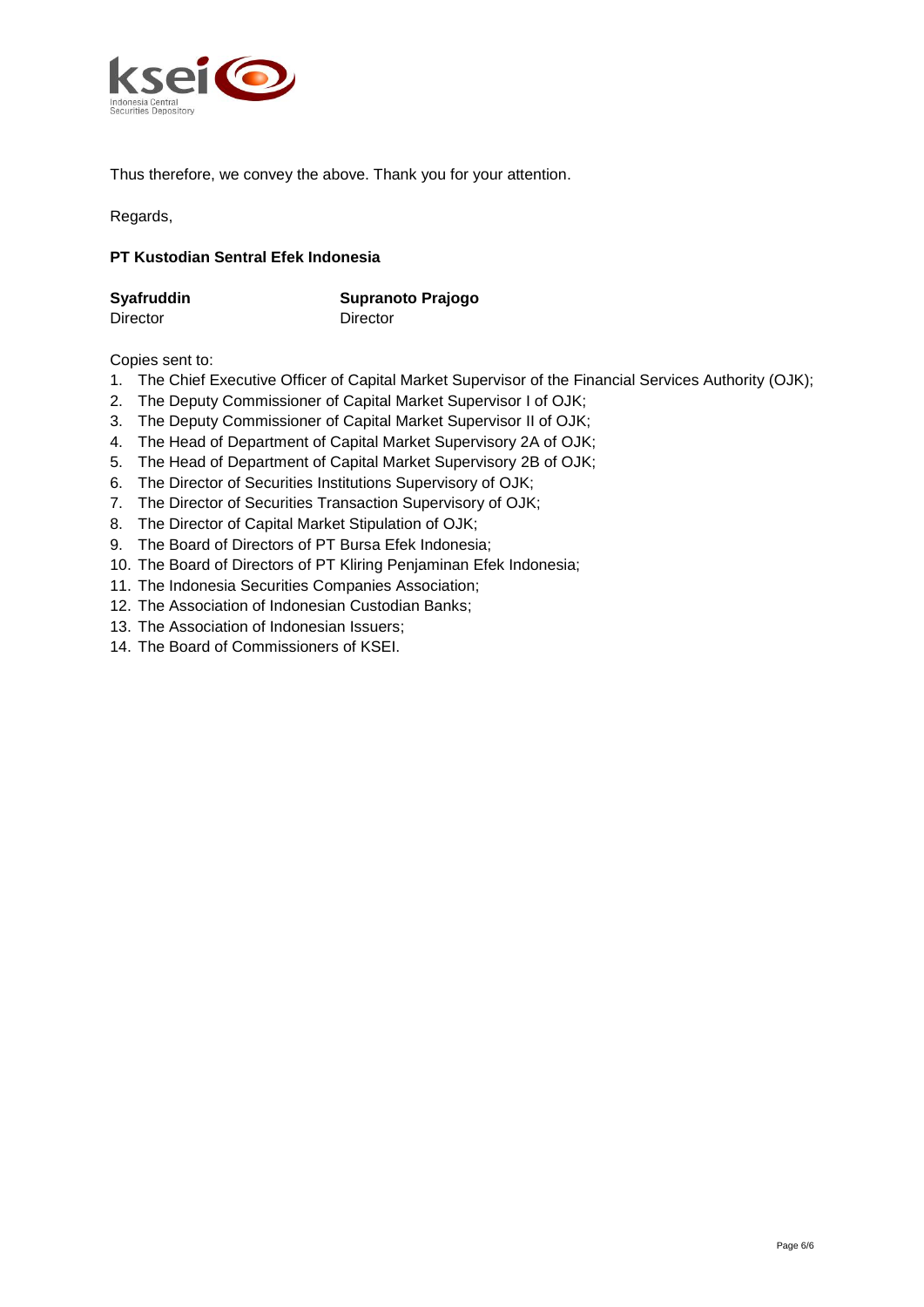Thus therefore, we convey the above. Thank you for your attention.

Regards,

**PT Kustodian Sentral Efek Indonesia**

| | |
|---|---|
| **Syafruddin** | **Supranoto Prajogo** |
| Director | Director |

Copies sent to:

1. The Chief Executive Officer of Capital Market Supervisor of the Financial Services Authority (OJK);
2. The Deputy Commissioner of Capital Market Supervisor I of OJK;
3. The Deputy Commissioner of Capital Market Supervisor II of OJK;
4. The Head of Department of Capital Market Supervisory 2A of OJK;
5. The Head of Department of Capital Market Supervisory 2B of OJK;
6. The Director of Securities Institutions Supervisory of OJK;
7. The Director of Securities Transaction Supervisory of OJK;
8. The Director of Capital Market Stipulation of OJK;
9. The Board of Directors of PT Bursa Efek Indonesia;
10. The Board of Directors of PT Kliring Penjaminan Efek Indonesia;
11. The Indonesia Securities Companies Association;
12. The Association of Indonesian Custodian Banks;
13. The Association of Indonesian Issuers;
14. The Board of Commissioners of KSEI.